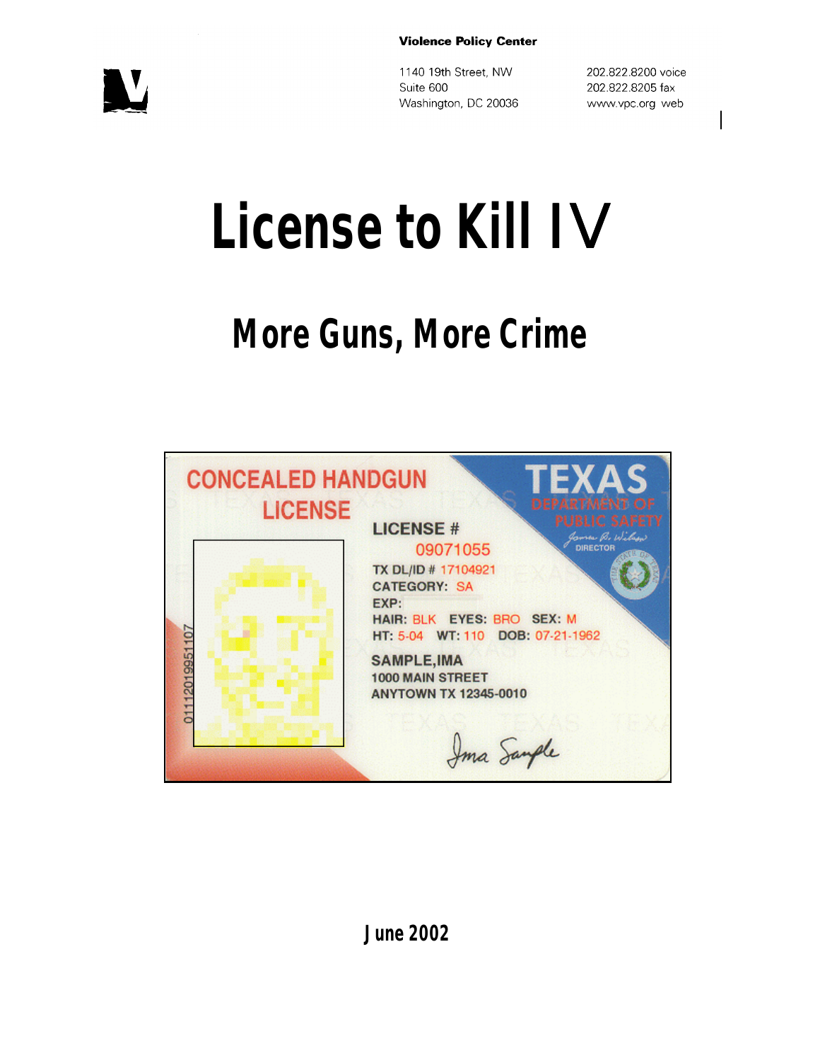**Violence Policy Center**

1140 19th Street, NW
Suite 600
Washington, DC 20036

202.822.8200 voice
202.822.8205 fax
www.vpc.org web

# License to Kill IV

## More Guns, More Crime

CONCEALED HANDGUN LICENSE

TEXAS DEPARTMENT OF PUBLIC SAFETY

LICENSE # 09071055
TX DL/ID # 17104921
CATEGORY: SA
EXP:
HAIR: BLK EYES: BRO SEX: M
HT: 5-04 WT: 110 DOB: 07-21-1962

SAMPLE,IMA
1000 MAIN STREET
ANYTOWN TX 12345-0010

**June 2002**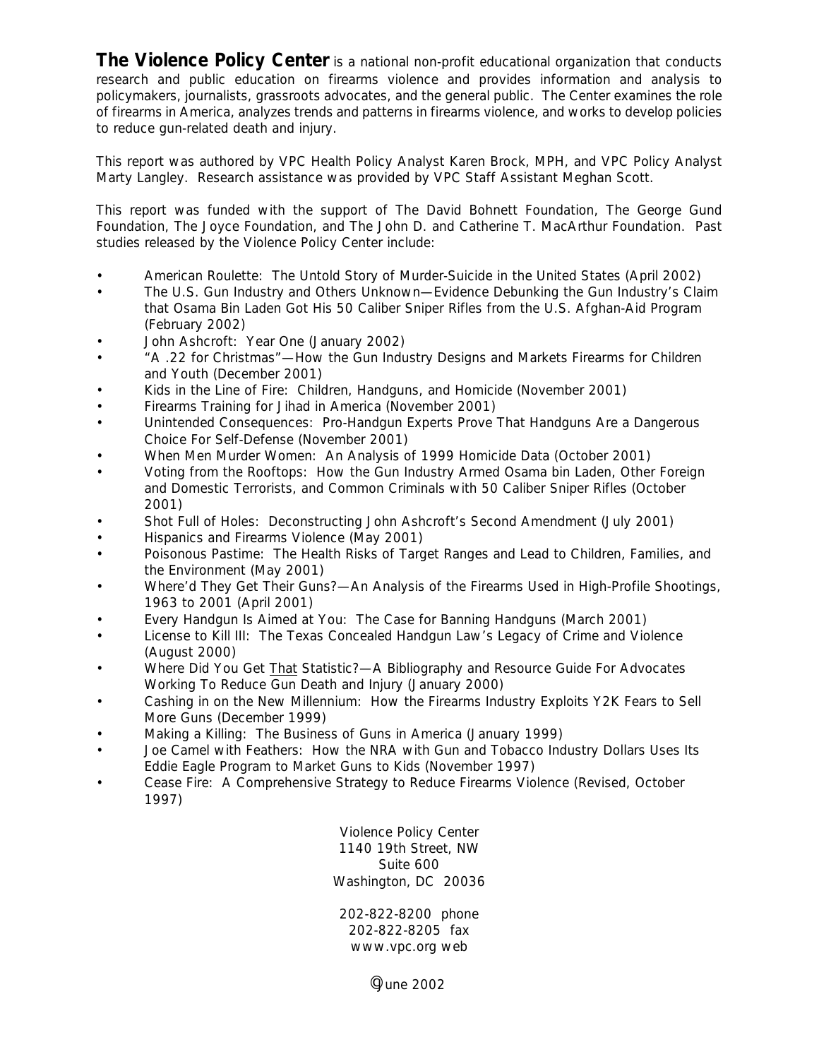**The Violence Policy Center** is a national non-profit educational organization that conducts research and public education on firearms violence and provides information and analysis to policymakers, journalists, grassroots advocates, and the general public. The Center examines the role of firearms in America, analyzes trends and patterns in firearms violence, and works to develop policies to reduce gun-related death and injury.

This report was authored by VPC Health Policy Analyst Karen Brock, MPH, and VPC Policy Analyst Marty Langley. Research assistance was provided by VPC Staff Assistant Meghan Scott.

This report was funded with the support of The David Bohnett Foundation, The George Gund Foundation, The Joyce Foundation, and The John D. and Catherine T. MacArthur Foundation. Past studies released by the Violence Policy Center include:

- American Roulette: The Untold Story of Murder-Suicide in the United States (April 2002)
- The U.S. Gun Industry and Others Unknown—Evidence Debunking the Gun Industry's Claim that Osama Bin Laden Got His 50 Caliber Sniper Rifles from the U.S. Afghan-Aid Program (February 2002)
- John Ashcroft: Year One (January 2002)
- "A .22 for Christmas"—How the Gun Industry Designs and Markets Firearms for Children and Youth (December 2001)
- Kids in the Line of Fire: Children, Handguns, and Homicide (November 2001)
- Firearms Training for Jihad in America (November 2001)
- Unintended Consequences: Pro-Handgun Experts Prove That Handguns Are a Dangerous Choice For Self-Defense (November 2001)
- When Men Murder Women: An Analysis of 1999 Homicide Data (October 2001)
- Voting from the Rooftops: How the Gun Industry Armed Osama bin Laden, Other Foreign and Domestic Terrorists, and Common Criminals with 50 Caliber Sniper Rifles (October 2001)
- Shot Full of Holes: Deconstructing John Ashcroft's Second Amendment (July 2001)
- Hispanics and Firearms Violence (May 2001)
- Poisonous Pastime: The Health Risks of Target Ranges and Lead to Children, Families, and the Environment (May 2001)
- Where'd They Get Their Guns?—An Analysis of the Firearms Used in High-Profile Shootings, 1963 to 2001 (April 2001)
- Every Handgun Is Aimed at You: The Case for Banning Handguns (March 2001)
- License to Kill III: The Texas Concealed Handgun Law's Legacy of Crime and Violence (August 2000)
- Where Did You Get That Statistic?—A Bibliography and Resource Guide For Advocates Working To Reduce Gun Death and Injury (January 2000)
- Cashing in on the New Millennium: How the Firearms Industry Exploits Y2K Fears to Sell More Guns (December 1999)
- Making a Killing: The Business of Guns in America (January 1999)
- Joe Camel with Feathers: How the NRA with Gun and Tobacco Industry Dollars Uses Its Eddie Eagle Program to Market Guns to Kids (November 1997)
- Cease Fire: A Comprehensive Strategy to Reduce Firearms Violence (Revised, October 1997)

Violence Policy Center
1140 19th Street, NW
Suite 600
Washington, DC 20036

202-822-8200 phone
202-822-8205 fax
www.vpc.org web

©June 2002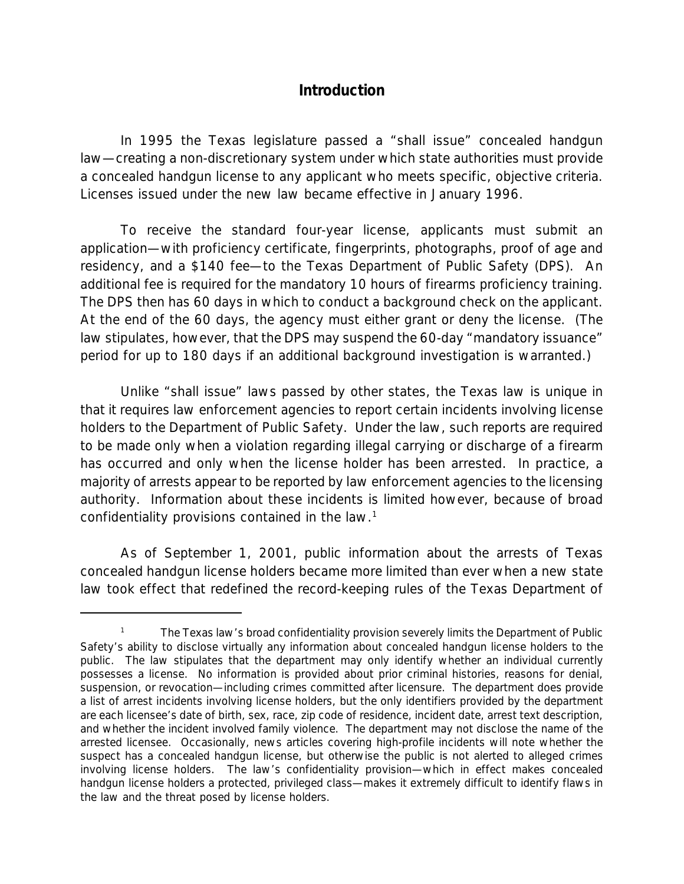## Introduction

In 1995 the Texas legislature passed a "shall issue" concealed handgun law—creating a non-discretionary system under which state authorities must provide a concealed handgun license to any applicant who meets specific, objective criteria. Licenses issued under the new law became effective in January 1996.

To receive the standard four-year license, applicants must submit an application—with proficiency certificate, fingerprints, photographs, proof of age and residency, and a $140 fee—to the Texas Department of Public Safety (DPS). An additional fee is required for the mandatory 10 hours of firearms proficiency training. The DPS then has 60 days in which to conduct a background check on the applicant. At the end of the 60 days, the agency must either grant or deny the license. (The law stipulates, however, that the DPS may suspend the 60-day "mandatory issuance" period for up to 180 days if an additional background investigation is warranted.)

Unlike "shall issue" laws passed by other states, the Texas law is unique in that it requires law enforcement agencies to report certain incidents involving license holders to the Department of Public Safety. Under the law, such reports are required to be made only when a violation regarding illegal carrying or discharge of a firearm has occurred and only when the license holder has been arrested. In practice, a majority of arrests appear to be reported by law enforcement agencies to the licensing authority. Information about these incidents is limited however, because of broad confidentiality provisions contained in the law.[1]

As of September 1, 2001, public information about the arrests of Texas concealed handgun license holders became more limited than ever when a new state law took effect that redefined the record-keeping rules of the Texas Department of

---

[1] The Texas law's broad confidentiality provision severely limits the Department of Public Safety's ability to disclose virtually any information about concealed handgun license holders to the public. The law stipulates that the department may only identify whether an individual currently possesses a license. No information is provided about prior criminal histories, reasons for denial, suspension, or revocation—including crimes committed after licensure. The department does provide a list of arrest incidents involving license holders, but the only identifiers provided by the department are each licensee's date of birth, sex, race, zip code of residence, incident date, arrest text description, and whether the incident involved family violence. The department may not disclose the name of the arrested licensee. Occasionally, news articles covering high-profile incidents will note whether the suspect has a concealed handgun license, but otherwise the public is not alerted to alleged crimes involving license holders. The law's confidentiality provision—which in effect makes concealed handgun license holders a protected, privileged class—makes it extremely difficult to identify flaws in the law and the threat posed by license holders.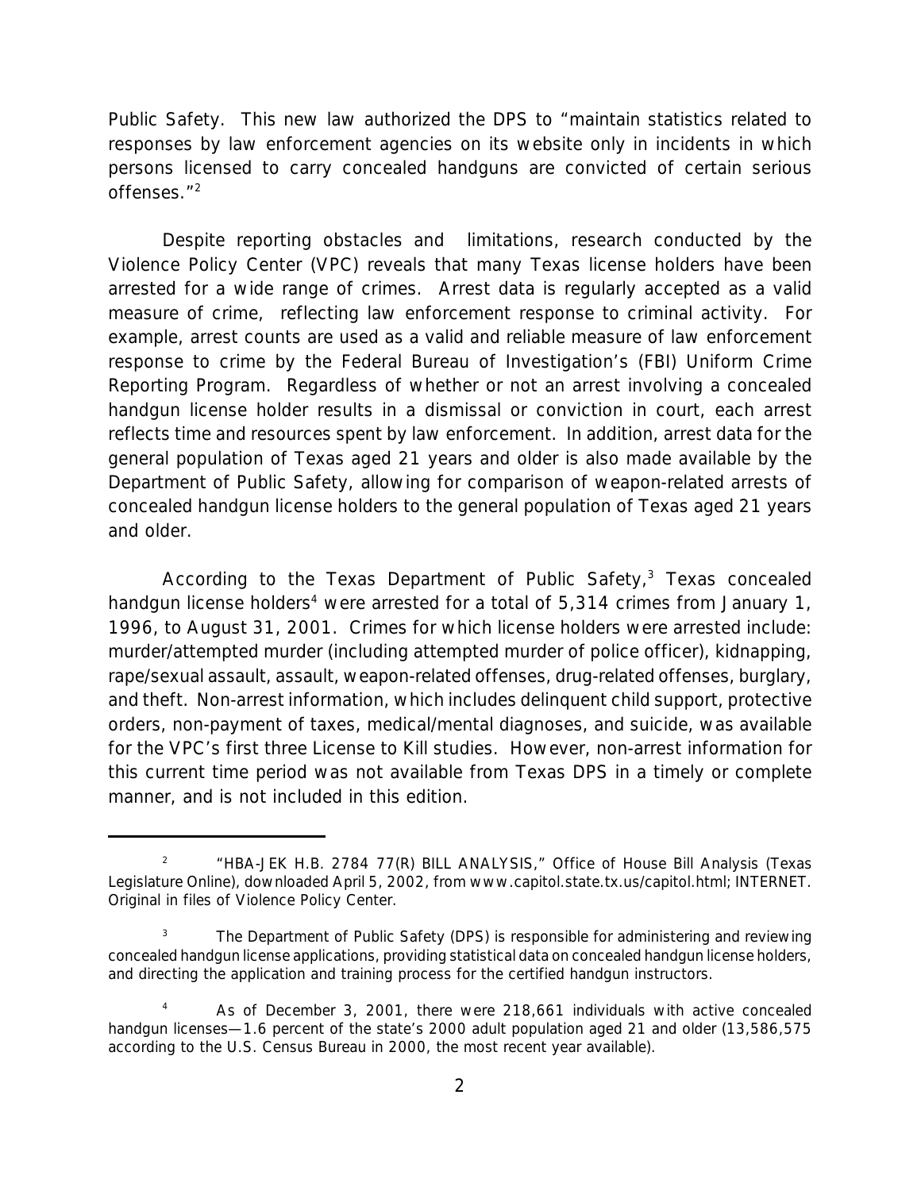Public Safety. This new law authorized the DPS to "maintain statistics related to responses by law enforcement agencies on its website only in incidents in which persons licensed to carry concealed handguns are convicted of certain serious offenses."[2]

Despite reporting obstacles and limitations, research conducted by the Violence Policy Center (VPC) reveals that many Texas license holders have been arrested for a wide range of crimes. Arrest data is regularly accepted as a valid measure of crime, reflecting law enforcement response to criminal activity. For example, arrest counts are used as a valid and reliable measure of law enforcement response to crime by the Federal Bureau of Investigation's (FBI) Uniform Crime Reporting Program. Regardless of whether or not an arrest involving a concealed handgun license holder results in a dismissal or conviction in court, each arrest reflects time and resources spent by law enforcement. In addition, arrest data for the general population of Texas aged 21 years and older is also made available by the Department of Public Safety, allowing for comparison of weapon-related arrests of concealed handgun license holders to the general population of Texas aged 21 years and older.

According to the Texas Department of Public Safety,[3] Texas concealed handgun license holders[4] were arrested for a total of 5,314 crimes from January 1, 1996, to August 31, 2001. Crimes for which license holders were arrested include: murder/attempted murder (including attempted murder of police officer), kidnapping, rape/sexual assault, assault, weapon-related offenses, drug-related offenses, burglary, and theft. Non-arrest information, which includes delinquent child support, protective orders, non-payment of taxes, medical/mental diagnoses, and suicide, was available for the VPC's first three License to Kill studies. However, non-arrest information for this current time period was not available from Texas DPS in a timely or complete manner, and is not included in this edition.

---

[2] "HBA-JEK H.B. 2784 77(R) BILL ANALYSIS," Office of House Bill Analysis (Texas Legislature Online), downloaded April 5, 2002, from www.capitol.state.tx.us/capitol.html; INTERNET. Original in files of Violence Policy Center.

[3] The Department of Public Safety (DPS) is responsible for administering and reviewing concealed handgun license applications, providing statistical data on concealed handgun license holders, and directing the application and training process for the certified handgun instructors.

[4] As of December 3, 2001, there were 218,661 individuals with active concealed handgun licenses—1.6 percent of the state's 2000 adult population aged 21 and older (13,586,575 according to the U.S. Census Bureau in 2000, the most recent year available).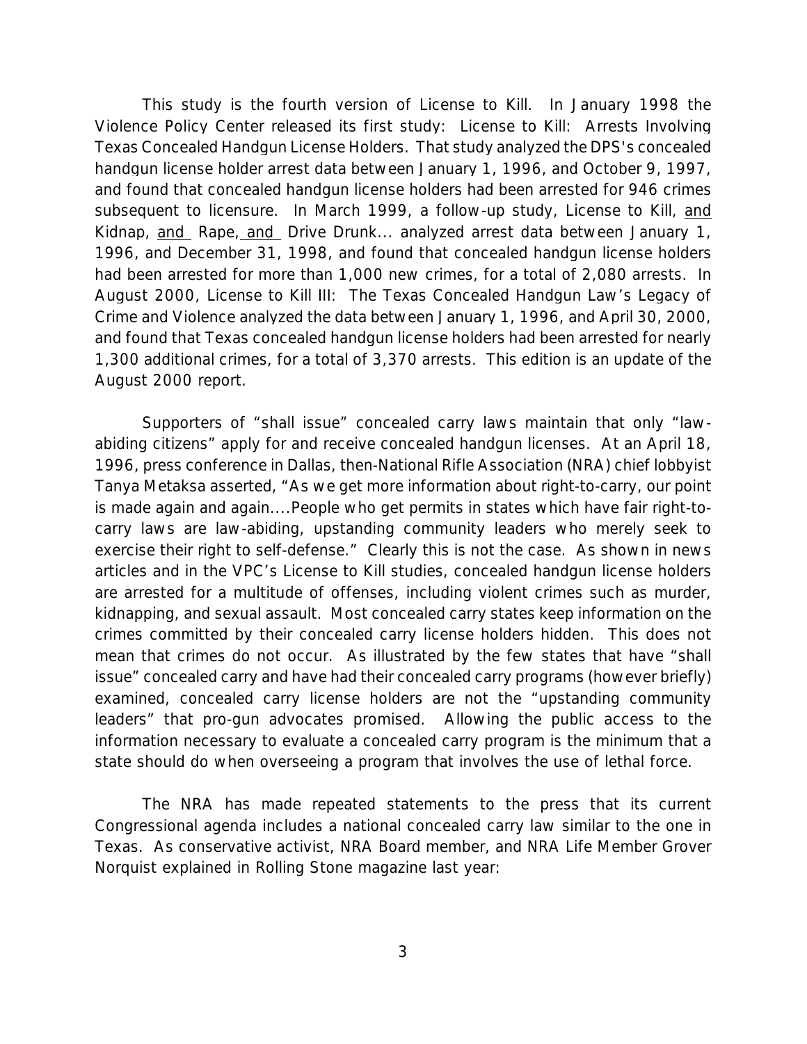This study is the fourth version of License to Kill. In January 1998 the Violence Policy Center released its first study: License to Kill: Arrests Involving Texas Concealed Handgun License Holders. That study analyzed the DPS's concealed handgun license holder arrest data between January 1, 1996, and October 9, 1997, and found that concealed handgun license holders had been arrested for 946 crimes subsequent to licensure. In March 1999, a follow-up study, License to Kill, <u>and</u> Kidnap, <u>and</u> Rape, <u>and</u> Drive Drunk... analyzed arrest data between January 1, 1996, and December 31, 1998, and found that concealed handgun license holders had been arrested for more than 1,000 new crimes, for a total of 2,080 arrests. In August 2000, License to Kill III: The Texas Concealed Handgun Law's Legacy of Crime and Violence analyzed the data between January 1, 1996, and April 30, 2000, and found that Texas concealed handgun license holders had been arrested for nearly 1,300 additional crimes, for a total of 3,370 arrests. This edition is an update of the August 2000 report.

Supporters of "shall issue" concealed carry laws maintain that only "law-abiding citizens" apply for and receive concealed handgun licenses. At an April 18, 1996, press conference in Dallas, then-National Rifle Association (NRA) chief lobbyist Tanya Metaksa asserted, "As we get more information about right-to-carry, our point is made again and again....People who get permits in states which have fair right-to-carry laws are law-abiding, upstanding community leaders who merely seek to exercise their right to self-defense." Clearly this is not the case. As shown in news articles and in the VPC's License to Kill studies, concealed handgun license holders are arrested for a multitude of offenses, including violent crimes such as murder, kidnapping, and sexual assault. Most concealed carry states keep information on the crimes committed by their concealed carry license holders hidden. This does not mean that crimes do not occur. As illustrated by the few states that have "shall issue" concealed carry and have had their concealed carry programs (however briefly) examined, concealed carry license holders are not the "upstanding community leaders" that pro-gun advocates promised. Allowing the public access to the information necessary to evaluate a concealed carry program is the minimum that a state should do when overseeing a program that involves the use of lethal force.

The NRA has made repeated statements to the press that its current Congressional agenda includes a national concealed carry law similar to the one in Texas. As conservative activist, NRA Board member, and NRA Life Member Grover Norquist explained in Rolling Stone magazine last year: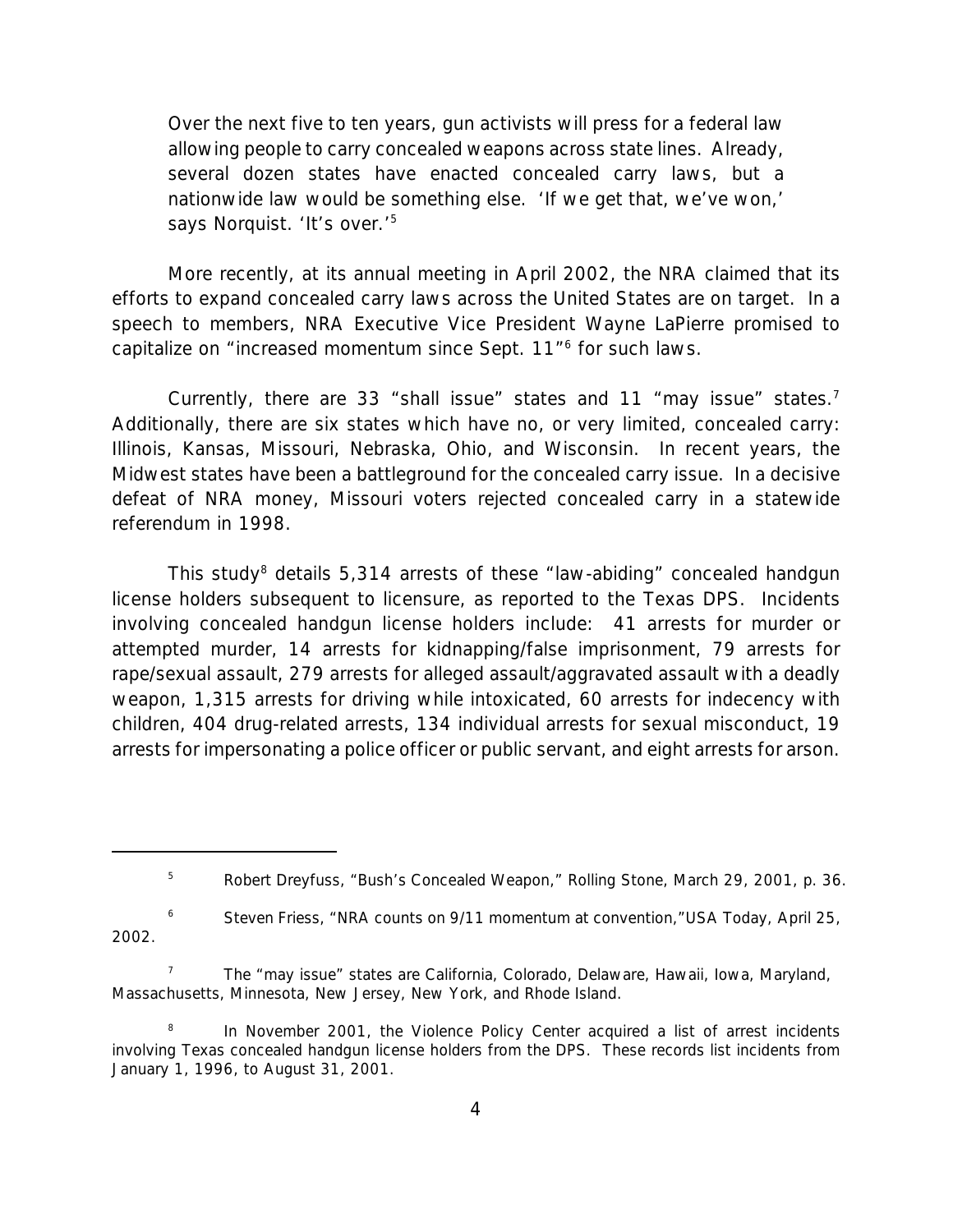> Over the next five to ten years, gun activists will press for a federal law allowing people to carry concealed weapons across state lines. Already, several dozen states have enacted concealed carry laws, but a nationwide law would be something else. 'If we get that, we've won,' says Norquist. 'It's over.'[5]

More recently, at its annual meeting in April 2002, the NRA claimed that its efforts to expand concealed carry laws across the United States are on target. In a speech to members, NRA Executive Vice President Wayne LaPierre promised to capitalize on "increased momentum since Sept. 11"[6] for such laws.

Currently, there are 33 "shall issue" states and 11 "may issue" states.[7] Additionally, there are six states which have no, or very limited, concealed carry: Illinois, Kansas, Missouri, Nebraska, Ohio, and Wisconsin. In recent years, the Midwest states have been a battleground for the concealed carry issue. In a decisive defeat of NRA money, Missouri voters rejected concealed carry in a statewide referendum in 1998.

This study[8] details 5,314 arrests of these "law-abiding" concealed handgun license holders subsequent to licensure, as reported to the Texas DPS. Incidents involving concealed handgun license holders include: 41 arrests for murder or attempted murder, 14 arrests for kidnapping/false imprisonment, 79 arrests for rape/sexual assault, 279 arrests for alleged assault/aggravated assault with a deadly weapon, 1,315 arrests for driving while intoxicated, 60 arrests for indecency with children, 404 drug-related arrests, 134 individual arrests for sexual misconduct, 19 arrests for impersonating a police officer or public servant, and eight arrests for arson.

---

[5] Robert Dreyfuss, "Bush's Concealed Weapon," Rolling Stone, March 29, 2001, p. 36.

[6] Steven Friess, "NRA counts on 9/11 momentum at convention,"USA Today, April 25, 2002.

[7] The "may issue" states are California, Colorado, Delaware, Hawaii, Iowa, Maryland, Massachusetts, Minnesota, New Jersey, New York, and Rhode Island.

[8] In November 2001, the Violence Policy Center acquired a list of arrest incidents involving Texas concealed handgun license holders from the DPS. These records list incidents from January 1, 1996, to August 31, 2001.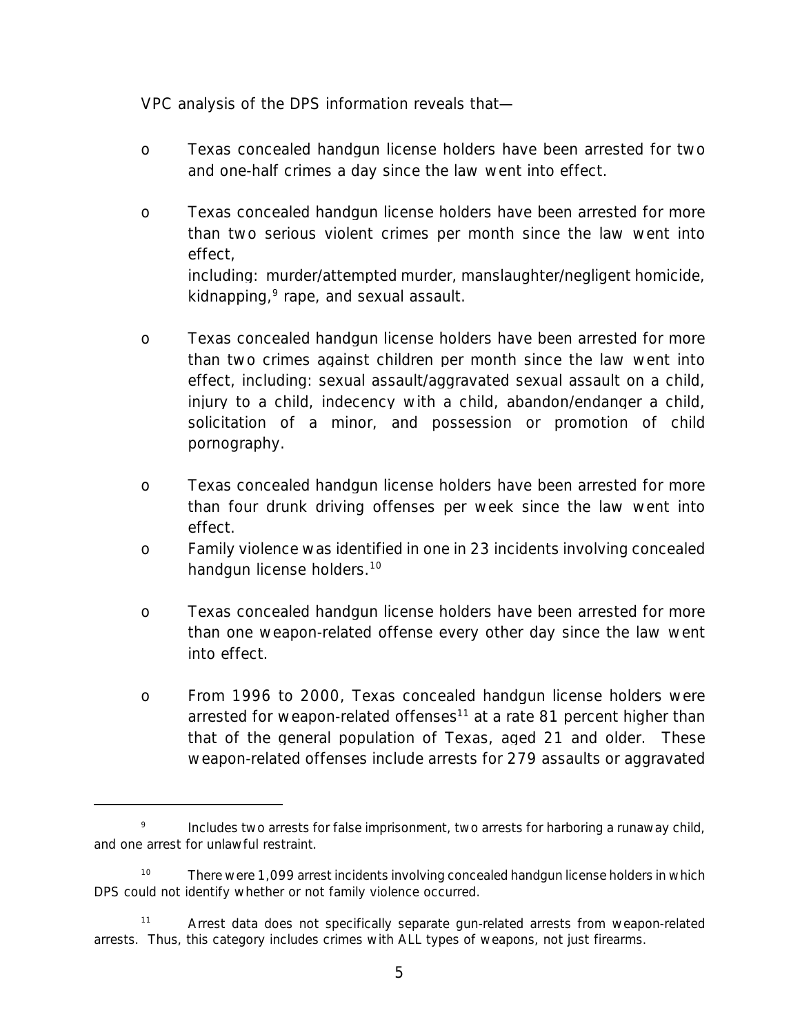VPC analysis of the DPS information reveals that—

- Texas concealed handgun license holders have been arrested for two and one-half crimes a day since the law went into effect.

- Texas concealed handgun license holders have been arrested for more than two serious violent crimes per month since the law went into effect,
  including: murder/attempted murder, manslaughter/negligent homicide, kidnapping,[9] rape, and sexual assault.

- Texas concealed handgun license holders have been arrested for more than two crimes against children per month since the law went into effect, including: sexual assault/aggravated sexual assault on a child, injury to a child, indecency with a child, abandon/endanger a child, solicitation of a minor, and possession or promotion of child pornography.

- Texas concealed handgun license holders have been arrested for more than four drunk driving offenses per week since the law went into effect.

- Family violence was identified in one in 23 incidents involving concealed handgun license holders.[10]

- Texas concealed handgun license holders have been arrested for more than one weapon-related offense every other day since the law went into effect.

- From 1996 to 2000, Texas concealed handgun license holders were arrested for weapon-related offenses[11] at a rate 81 percent higher than that of the general population of Texas, aged 21 and older. These weapon-related offenses include arrests for 279 assaults or aggravated

---

[9] Includes two arrests for false imprisonment, two arrests for harboring a runaway child, and one arrest for unlawful restraint.

[10] There were 1,099 arrest incidents involving concealed handgun license holders in which DPS could not identify whether or not family violence occurred.

[11] Arrest data does not specifically separate gun-related arrests from weapon-related arrests. Thus, this category includes crimes with ALL types of weapons, not just firearms.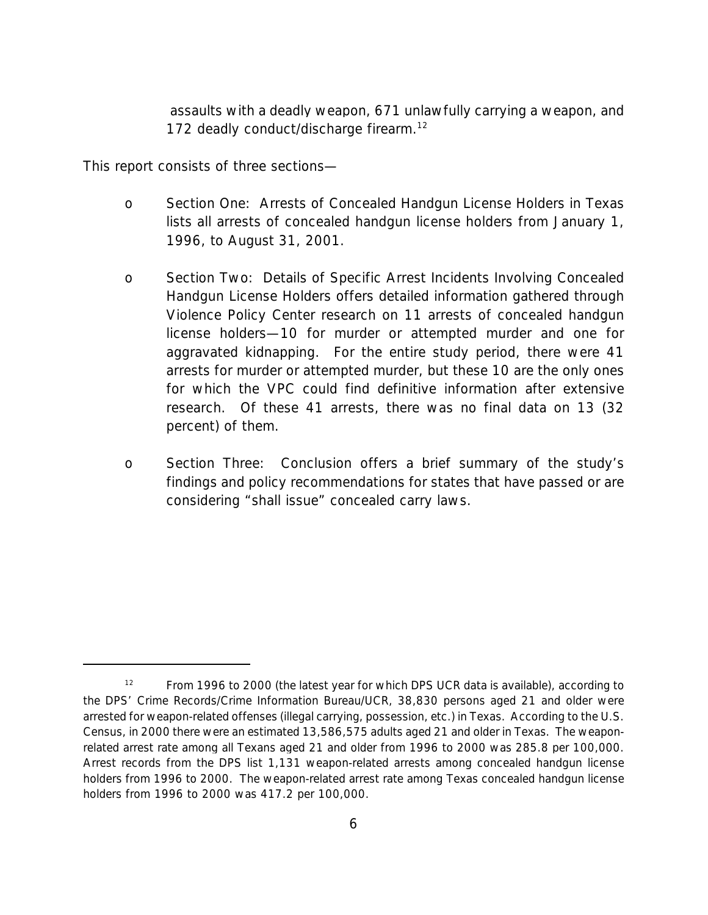assaults with a deadly weapon, 671 unlawfully carrying a weapon, and 172 deadly conduct/discharge firearm.[12]

This report consists of three sections—

- Section One: Arrests of Concealed Handgun License Holders in Texas lists all arrests of concealed handgun license holders from January 1, 1996, to August 31, 2001.

- Section Two: Details of Specific Arrest Incidents Involving Concealed Handgun License Holders offers detailed information gathered through Violence Policy Center research on 11 arrests of concealed handgun license holders—10 for murder or attempted murder and one for aggravated kidnapping. For the entire study period, there were 41 arrests for murder or attempted murder, but these 10 are the only ones for which the VPC could find definitive information after extensive research. Of these 41 arrests, there was no final data on 13 (32 percent) of them.

- Section Three: Conclusion offers a brief summary of the study's findings and policy recommendations for states that have passed or are considering "shall issue" concealed carry laws.

---

[12] From 1996 to 2000 (the latest year for which DPS UCR data is available), according to the DPS' Crime Records/Crime Information Bureau/UCR, 38,830 persons aged 21 and older were arrested for weapon-related offenses (illegal carrying, possession, etc.) in Texas. According to the U.S. Census, in 2000 there were an estimated 13,586,575 adults aged 21 and older in Texas. The weapon-related arrest rate among all Texans aged 21 and older from 1996 to 2000 was 285.8 per 100,000. Arrest records from the DPS list 1,131 weapon-related arrests among concealed handgun license holders from 1996 to 2000. The weapon-related arrest rate among Texas concealed handgun license holders from 1996 to 2000 was 417.2 per 100,000.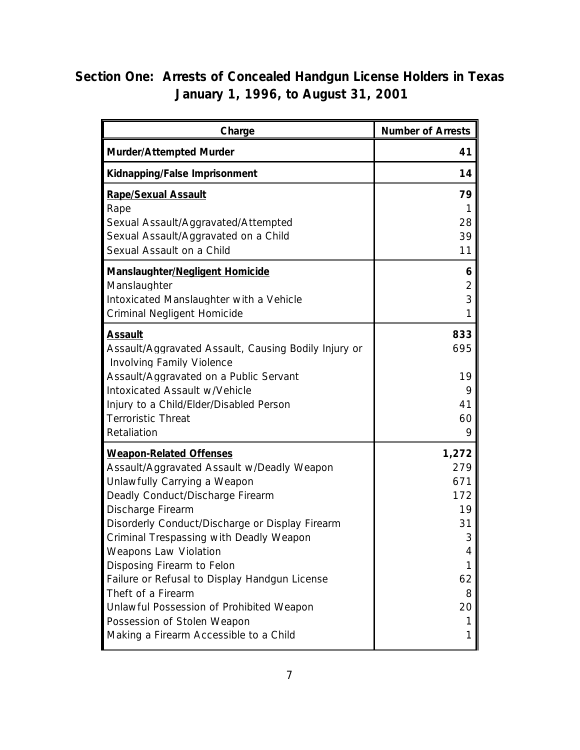## Section One: Arrests of Concealed Handgun License Holders in Texas January 1, 1996, to August 31, 2001

| Charge | Number of Arrests |
|---|---|
| **Murder/Attempted Murder** | **41** |
| **Kidnapping/False Imprisonment** | **14** |
| **Rape/Sexual Assault** | **79** |
| Rape | 1 |
| Sexual Assault/Aggravated/Attempted | 28 |
| Sexual Assault/Aggravated on a Child | 39 |
| Sexual Assault on a Child | 11 |
| **Manslaughter/Negligent Homicide** | **6** |
| Manslaughter | 2 |
| Intoxicated Manslaughter with a Vehicle | 3 |
| Criminal Negligent Homicide | 1 |
| **Assault** | **833** |
| Assault/Aggravated Assault, Causing Bodily Injury or Involving Family Violence | 695 |
| Assault/Aggravated on a Public Servant | 19 |
| Intoxicated Assault w/Vehicle | 9 |
| Injury to a Child/Elder/Disabled Person | 41 |
| Terroristic Threat | 60 |
| Retaliation | 9 |
| **Weapon-Related Offenses** | **1,272** |
| Assault/Aggravated Assault w/Deadly Weapon | 279 |
| Unlawfully Carrying a Weapon | 671 |
| Deadly Conduct/Discharge Firearm | 172 |
| Discharge Firearm | 19 |
| Disorderly Conduct/Discharge or Display Firearm | 31 |
| Criminal Trespassing with Deadly Weapon | 3 |
| Weapons Law Violation | 4 |
| Disposing Firearm to Felon | 1 |
| Failure or Refusal to Display Handgun License | 62 |
| Theft of a Firearm | 8 |
| Unlawful Possession of Prohibited Weapon | 20 |
| Possession of Stolen Weapon | 1 |
| Making a Firearm Accessible to a Child | 1 |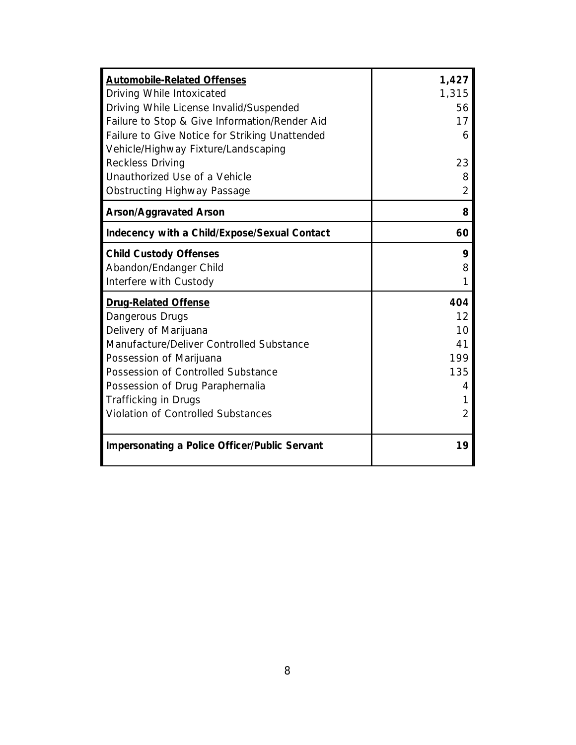| | |
|---|---|
| **Automobile-Related Offenses** | **1,427** |
| Driving While Intoxicated | 1,315 |
| Driving While License Invalid/Suspended | 56 |
| Failure to Stop & Give Information/Render Aid | 17 |
| Failure to Give Notice for Striking Unattended Vehicle/Highway Fixture/Landscaping | 6 |
| Reckless Driving | 23 |
| Unauthorized Use of a Vehicle | 8 |
| Obstructing Highway Passage | 2 |
| **Arson/Aggravated Arson** | **8** |
| **Indecency with a Child/Expose/Sexual Contact** | **60** |
| **Child Custody Offenses** | **9** |
| Abandon/Endanger Child | 8 |
| Interfere with Custody | 1 |
| **Drug-Related Offense** | **404** |
| Dangerous Drugs | 12 |
| Delivery of Marijuana | 10 |
| Manufacture/Deliver Controlled Substance | 41 |
| Possession of Marijuana | 199 |
| Possession of Controlled Substance | 135 |
| Possession of Drug Paraphernalia | 4 |
| Trafficking in Drugs | 1 |
| Violation of Controlled Substances | 2 |
| **Impersonating a Police Officer/Public Servant** | **19** |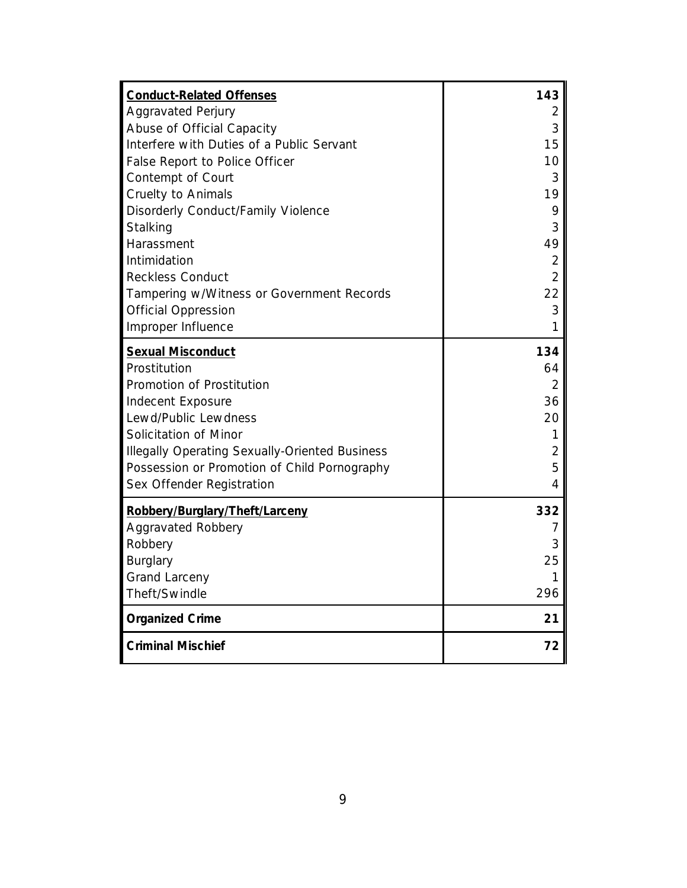| | |
|---|---|
| **Conduct-Related Offenses** | **143** |
| Aggravated Perjury | 2 |
| Abuse of Official Capacity | 3 |
| Interfere with Duties of a Public Servant | 15 |
| False Report to Police Officer | 10 |
| Contempt of Court | 3 |
| Cruelty to Animals | 19 |
| Disorderly Conduct/Family Violence | 9 |
| Stalking | 3 |
| Harassment | 49 |
| Intimidation | 2 |
| Reckless Conduct | 2 |
| Tampering w/Witness or Government Records | 22 |
| Official Oppression | 3 |
| Improper Influence | 1 |
| **Sexual Misconduct** | **134** |
| Prostitution | 64 |
| Promotion of Prostitution | 2 |
| Indecent Exposure | 36 |
| Lewd/Public Lewdness | 20 |
| Solicitation of Minor | 1 |
| Illegally Operating Sexually-Oriented Business | 2 |
| Possession or Promotion of Child Pornography | 5 |
| Sex Offender Registration | 4 |
| **Robbery/Burglary/Theft/Larceny** | **332** |
| Aggravated Robbery | 7 |
| Robbery | 3 |
| Burglary | 25 |
| Grand Larceny | 1 |
| Theft/Swindle | 296 |
| **Organized Crime** | **21** |
| **Criminal Mischief** | **72** |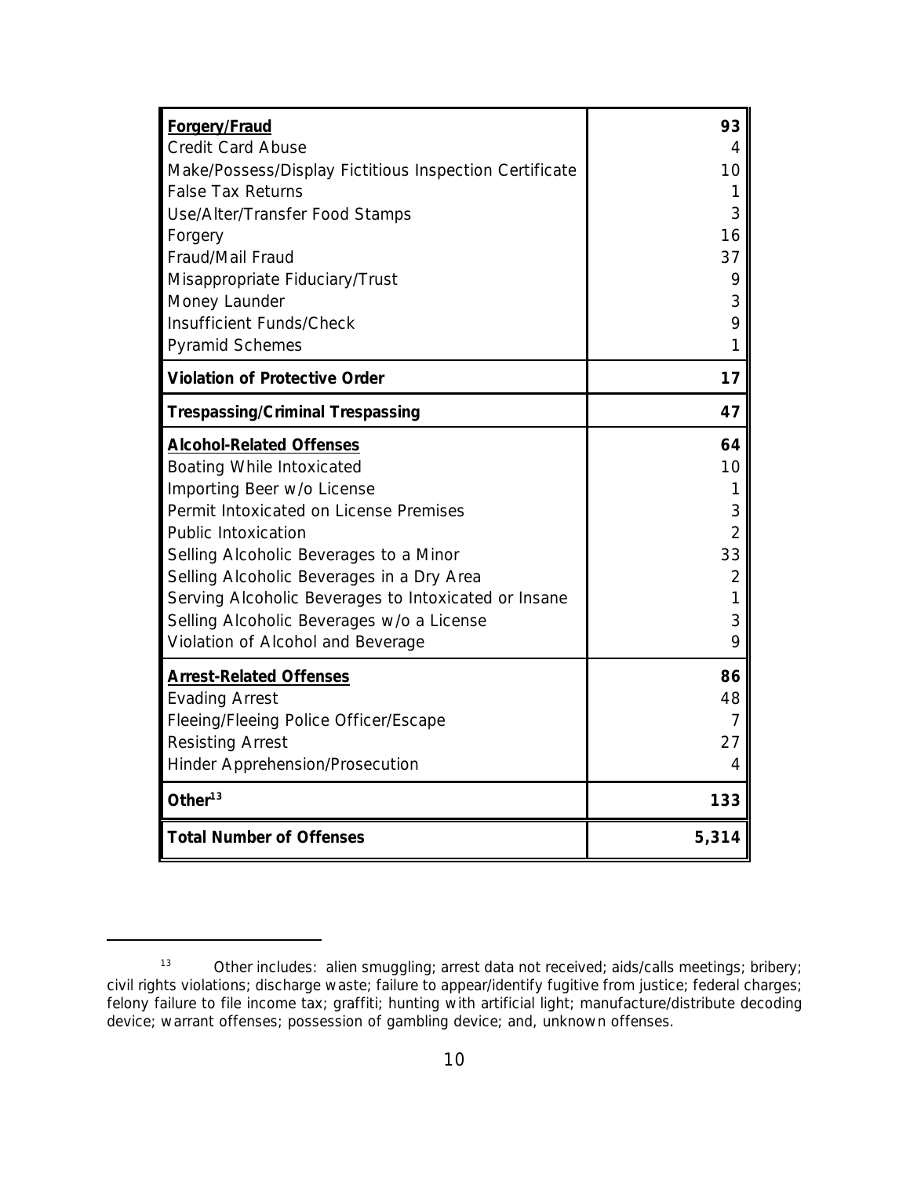| | |
|---|---|
| **Forgery/Fraud** | **93** |
| Credit Card Abuse | 4 |
| Make/Possess/Display Fictitious Inspection Certificate | 10 |
| False Tax Returns | 1 |
| Use/Alter/Transfer Food Stamps | 3 |
| Forgery | 16 |
| Fraud/Mail Fraud | 37 |
| Misappropriate Fiduciary/Trust | 9 |
| Money Launder | 3 |
| Insufficient Funds/Check | 9 |
| Pyramid Schemes | 1 |
| **Violation of Protective Order** | **17** |
| **Trespassing/Criminal Trespassing** | **47** |
| **Alcohol-Related Offenses** | **64** |
| Boating While Intoxicated | 10 |
| Importing Beer w/o License | 1 |
| Permit Intoxicated on License Premises | 3 |
| Public Intoxication | 2 |
| Selling Alcoholic Beverages to a Minor | 33 |
| Selling Alcoholic Beverages in a Dry Area | 2 |
| Serving Alcoholic Beverages to Intoxicated or Insane | 1 |
| Selling Alcoholic Beverages w/o a License | 3 |
| Violation of Alcohol and Beverage | 9 |
| **Arrest-Related Offenses** | **86** |
| Evading Arrest | 48 |
| Fleeing/Fleeing Police Officer/Escape | 7 |
| Resisting Arrest | 27 |
| Hinder Apprehension/Prosecution | 4 |
| **Other[13]** | **133** |
| **Total Number of Offenses** | **5,314** |

[13] Other includes: alien smuggling; arrest data not received; aids/calls meetings; bribery; civil rights violations; discharge waste; failure to appear/identify fugitive from justice; federal charges; felony failure to file income tax; graffiti; hunting with artificial light; manufacture/distribute decoding device; warrant offenses; possession of gambling device; and, unknown offenses.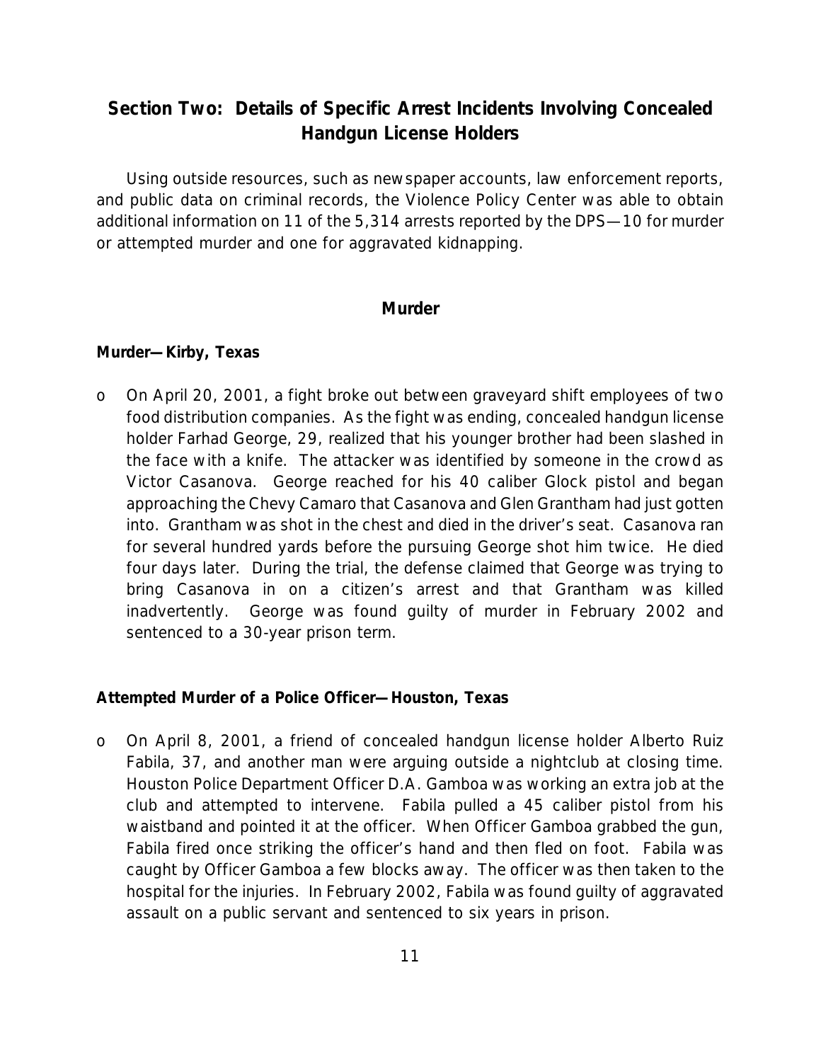## Section Two: Details of Specific Arrest Incidents Involving Concealed Handgun License Holders

Using outside resources, such as newspaper accounts, law enforcement reports, and public data on criminal records, the Violence Policy Center was able to obtain additional information on 11 of the 5,314 arrests reported by the DPS—10 for murder or attempted murder and one for aggravated kidnapping.

### Murder

**Murder—Kirby, Texas**

- On April 20, 2001, a fight broke out between graveyard shift employees of two food distribution companies. As the fight was ending, concealed handgun license holder Farhad George, 29, realized that his younger brother had been slashed in the face with a knife. The attacker was identified by someone in the crowd as Victor Casanova. George reached for his 40 caliber Glock pistol and began approaching the Chevy Camaro that Casanova and Glen Grantham had just gotten into. Grantham was shot in the chest and died in the driver's seat. Casanova ran for several hundred yards before the pursuing George shot him twice. He died four days later. During the trial, the defense claimed that George was trying to bring Casanova in on a citizen's arrest and that Grantham was killed inadvertently. George was found guilty of murder in February 2002 and sentenced to a 30-year prison term.

**Attempted Murder of a Police Officer—Houston, Texas**

- On April 8, 2001, a friend of concealed handgun license holder Alberto Ruiz Fabila, 37, and another man were arguing outside a nightclub at closing time. Houston Police Department Officer D.A. Gamboa was working an extra job at the club and attempted to intervene. Fabila pulled a 45 caliber pistol from his waistband and pointed it at the officer. When Officer Gamboa grabbed the gun, Fabila fired once striking the officer's hand and then fled on foot. Fabila was caught by Officer Gamboa a few blocks away. The officer was then taken to the hospital for the injuries. In February 2002, Fabila was found guilty of aggravated assault on a public servant and sentenced to six years in prison.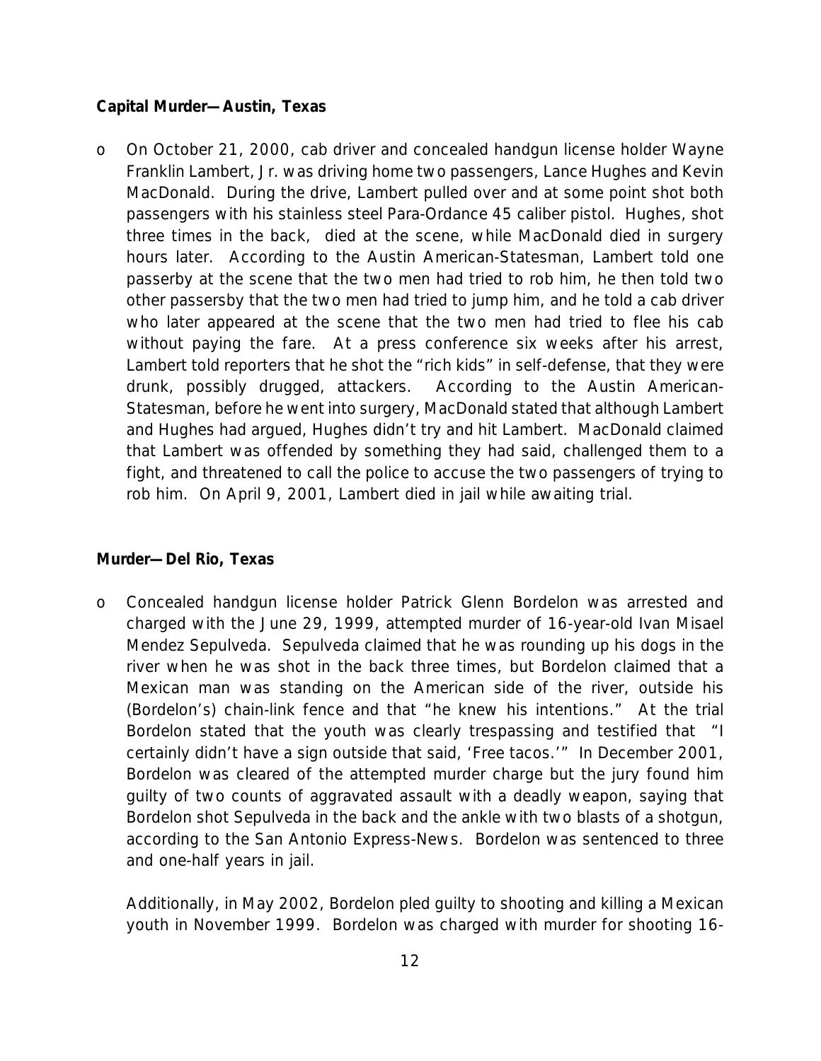**Capital Murder—Austin, Texas**

- On October 21, 2000, cab driver and concealed handgun license holder Wayne Franklin Lambert, Jr. was driving home two passengers, Lance Hughes and Kevin MacDonald. During the drive, Lambert pulled over and at some point shot both passengers with his stainless steel Para-Ordance 45 caliber pistol. Hughes, shot three times in the back, died at the scene, while MacDonald died in surgery hours later. According to the Austin American-Statesman, Lambert told one passerby at the scene that the two men had tried to rob him, he then told two other passersby that the two men had tried to jump him, and he told a cab driver who later appeared at the scene that the two men had tried to flee his cab without paying the fare. At a press conference six weeks after his arrest, Lambert told reporters that he shot the "rich kids" in self-defense, that they were drunk, possibly drugged, attackers. According to the Austin American-Statesman, before he went into surgery, MacDonald stated that although Lambert and Hughes had argued, Hughes didn't try and hit Lambert. MacDonald claimed that Lambert was offended by something they had said, challenged them to a fight, and threatened to call the police to accuse the two passengers of trying to rob him. On April 9, 2001, Lambert died in jail while awaiting trial.

**Murder—Del Rio, Texas**

- Concealed handgun license holder Patrick Glenn Bordelon was arrested and charged with the June 29, 1999, attempted murder of 16-year-old Ivan Misael Mendez Sepulveda. Sepulveda claimed that he was rounding up his dogs in the river when he was shot in the back three times, but Bordelon claimed that a Mexican man was standing on the American side of the river, outside his (Bordelon's) chain-link fence and that "he knew his intentions." At the trial Bordelon stated that the youth was clearly trespassing and testified that "I certainly didn't have a sign outside that said, 'Free tacos.'" In December 2001, Bordelon was cleared of the attempted murder charge but the jury found him guilty of two counts of aggravated assault with a deadly weapon, saying that Bordelon shot Sepulveda in the back and the ankle with two blasts of a shotgun, according to the San Antonio Express-News. Bordelon was sentenced to three and one-half years in jail.

  Additionally, in May 2002, Bordelon pled guilty to shooting and killing a Mexican youth in November 1999. Bordelon was charged with murder for shooting 16-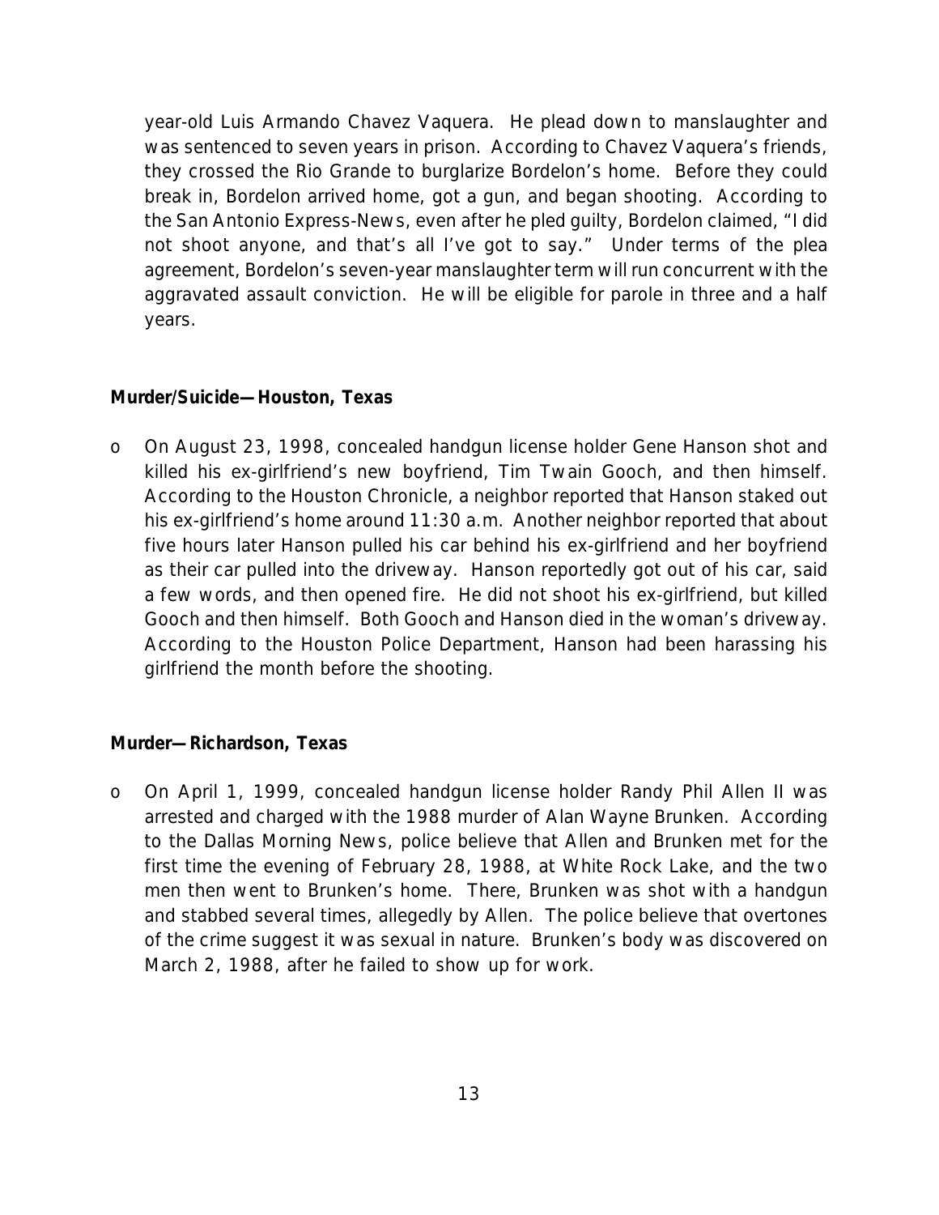year-old Luis Armando Chavez Vaquera. He plead down to manslaughter and was sentenced to seven years in prison. According to Chavez Vaquera's friends, they crossed the Rio Grande to burglarize Bordelon's home. Before they could break in, Bordelon arrived home, got a gun, and began shooting. According to the San Antonio Express-News, even after he pled guilty, Bordelon claimed, "I did not shoot anyone, and that's all I've got to say." Under terms of the plea agreement, Bordelon's seven-year manslaughter term will run concurrent with the aggravated assault conviction. He will be eligible for parole in three and a half years.

**Murder/Suicide—Houston, Texas**

- On August 23, 1998, concealed handgun license holder Gene Hanson shot and killed his ex-girlfriend's new boyfriend, Tim Twain Gooch, and then himself. According to the Houston Chronicle, a neighbor reported that Hanson staked out his ex-girlfriend's home around 11:30 a.m. Another neighbor reported that about five hours later Hanson pulled his car behind his ex-girlfriend and her boyfriend as their car pulled into the driveway. Hanson reportedly got out of his car, said a few words, and then opened fire. He did not shoot his ex-girlfriend, but killed Gooch and then himself. Both Gooch and Hanson died in the woman's driveway. According to the Houston Police Department, Hanson had been harassing his girlfriend the month before the shooting.

**Murder—Richardson, Texas**

- On April 1, 1999, concealed handgun license holder Randy Phil Allen II was arrested and charged with the 1988 murder of Alan Wayne Brunken. According to the Dallas Morning News, police believe that Allen and Brunken met for the first time the evening of February 28, 1988, at White Rock Lake, and the two men then went to Brunken's home. There, Brunken was shot with a handgun and stabbed several times, allegedly by Allen. The police believe that overtones of the crime suggest it was sexual in nature. Brunken's body was discovered on March 2, 1988, after he failed to show up for work.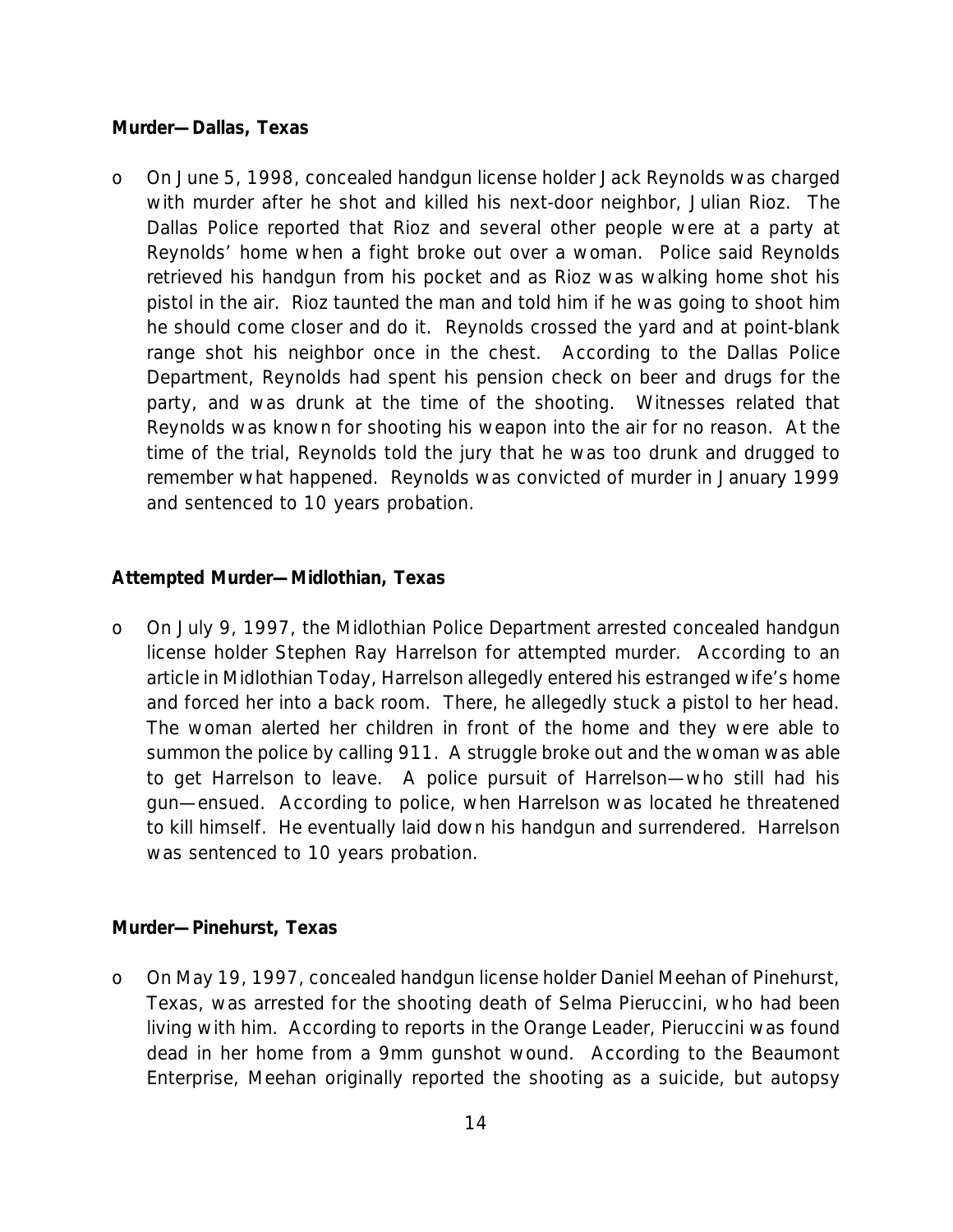**Murder—Dallas, Texas**

- On June 5, 1998, concealed handgun license holder Jack Reynolds was charged with murder after he shot and killed his next-door neighbor, Julian Rioz. The Dallas Police reported that Rioz and several other people were at a party at Reynolds' home when a fight broke out over a woman. Police said Reynolds retrieved his handgun from his pocket and as Rioz was walking home shot his pistol in the air. Rioz taunted the man and told him if he was going to shoot him he should come closer and do it. Reynolds crossed the yard and at point-blank range shot his neighbor once in the chest. According to the Dallas Police Department, Reynolds had spent his pension check on beer and drugs for the party, and was drunk at the time of the shooting. Witnesses related that Reynolds was known for shooting his weapon into the air for no reason. At the time of the trial, Reynolds told the jury that he was too drunk and drugged to remember what happened. Reynolds was convicted of murder in January 1999 and sentenced to 10 years probation.

**Attempted Murder—Midlothian, Texas**

- On July 9, 1997, the Midlothian Police Department arrested concealed handgun license holder Stephen Ray Harrelson for attempted murder. According to an article in Midlothian Today, Harrelson allegedly entered his estranged wife's home and forced her into a back room. There, he allegedly stuck a pistol to her head. The woman alerted her children in front of the home and they were able to summon the police by calling 911. A struggle broke out and the woman was able to get Harrelson to leave. A police pursuit of Harrelson—who still had his gun—ensued. According to police, when Harrelson was located he threatened to kill himself. He eventually laid down his handgun and surrendered. Harrelson was sentenced to 10 years probation.

**Murder—Pinehurst, Texas**

- On May 19, 1997, concealed handgun license holder Daniel Meehan of Pinehurst, Texas, was arrested for the shooting death of Selma Pieruccini, who had been living with him. According to reports in the Orange Leader, Pieruccini was found dead in her home from a 9mm gunshot wound. According to the Beaumont Enterprise, Meehan originally reported the shooting as a suicide, but autopsy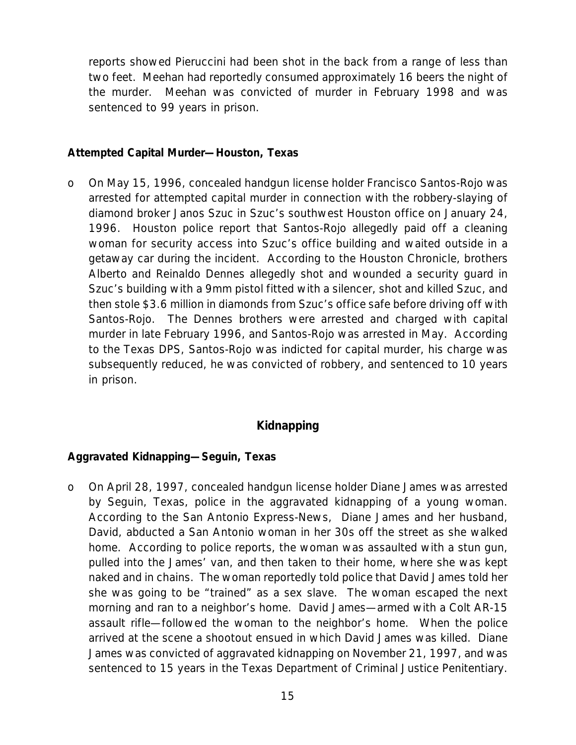reports showed Pieruccini had been shot in the back from a range of less than two feet. Meehan had reportedly consumed approximately 16 beers the night of the murder. Meehan was convicted of murder in February 1998 and was sentenced to 99 years in prison.

**Attempted Capital Murder—Houston, Texas**

- On May 15, 1996, concealed handgun license holder Francisco Santos-Rojo was arrested for attempted capital murder in connection with the robbery-slaying of diamond broker Janos Szuc in Szuc's southwest Houston office on January 24, 1996. Houston police report that Santos-Rojo allegedly paid off a cleaning woman for security access into Szuc's office building and waited outside in a getaway car during the incident. According to the Houston Chronicle, brothers Alberto and Reinaldo Dennes allegedly shot and wounded a security guard in Szuc's building with a 9mm pistol fitted with a silencer, shot and killed Szuc, and then stole $3.6 million in diamonds from Szuc's office safe before driving off with Santos-Rojo. The Dennes brothers were arrested and charged with capital murder in late February 1996, and Santos-Rojo was arrested in May. According to the Texas DPS, Santos-Rojo was indicted for capital murder, his charge was subsequently reduced, he was convicted of robbery, and sentenced to 10 years in prison.

## Kidnapping

**Aggravated Kidnapping—Seguin, Texas**

- On April 28, 1997, concealed handgun license holder Diane James was arrested by Seguin, Texas, police in the aggravated kidnapping of a young woman. According to the San Antonio Express-News, Diane James and her husband, David, abducted a San Antonio woman in her 30s off the street as she walked home. According to police reports, the woman was assaulted with a stun gun, pulled into the James' van, and then taken to their home, where she was kept naked and in chains. The woman reportedly told police that David James told her she was going to be "trained" as a sex slave. The woman escaped the next morning and ran to a neighbor's home. David James—armed with a Colt AR-15 assault rifle—followed the woman to the neighbor's home. When the police arrived at the scene a shootout ensued in which David James was killed. Diane James was convicted of aggravated kidnapping on November 21, 1997, and was sentenced to 15 years in the Texas Department of Criminal Justice Penitentiary.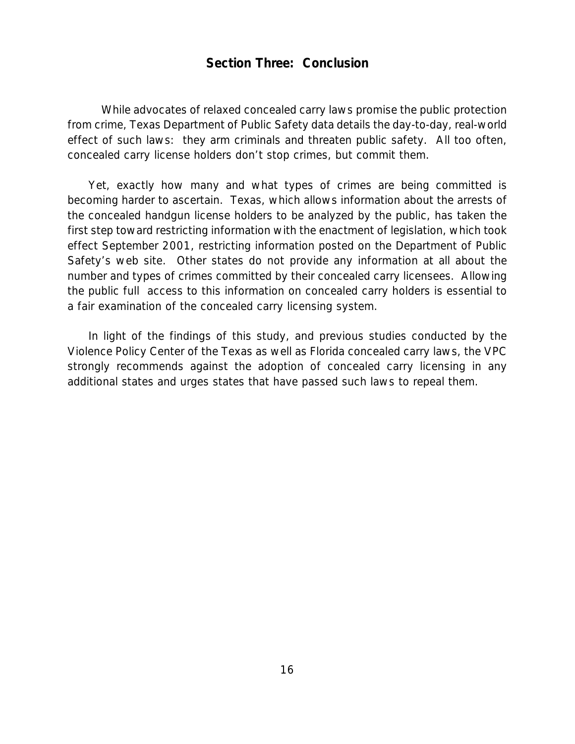## Section Three: Conclusion

While advocates of relaxed concealed carry laws promise the public protection from crime, Texas Department of Public Safety data details the day-to-day, real-world effect of such laws: they arm criminals and threaten public safety. All too often, concealed carry license holders don't stop crimes, but commit them.

Yet, exactly how many and what types of crimes are being committed is becoming harder to ascertain. Texas, which allows information about the arrests of the concealed handgun license holders to be analyzed by the public, has taken the first step toward restricting information with the enactment of legislation, which took effect September 2001, restricting information posted on the Department of Public Safety's web site. Other states do not provide any information at all about the number and types of crimes committed by their concealed carry licensees. Allowing the public full access to this information on concealed carry holders is essential to a fair examination of the concealed carry licensing system.

In light of the findings of this study, and previous studies conducted by the Violence Policy Center of the Texas as well as Florida concealed carry laws, the VPC strongly recommends against the adoption of concealed carry licensing in any additional states and urges states that have passed such laws to repeal them.